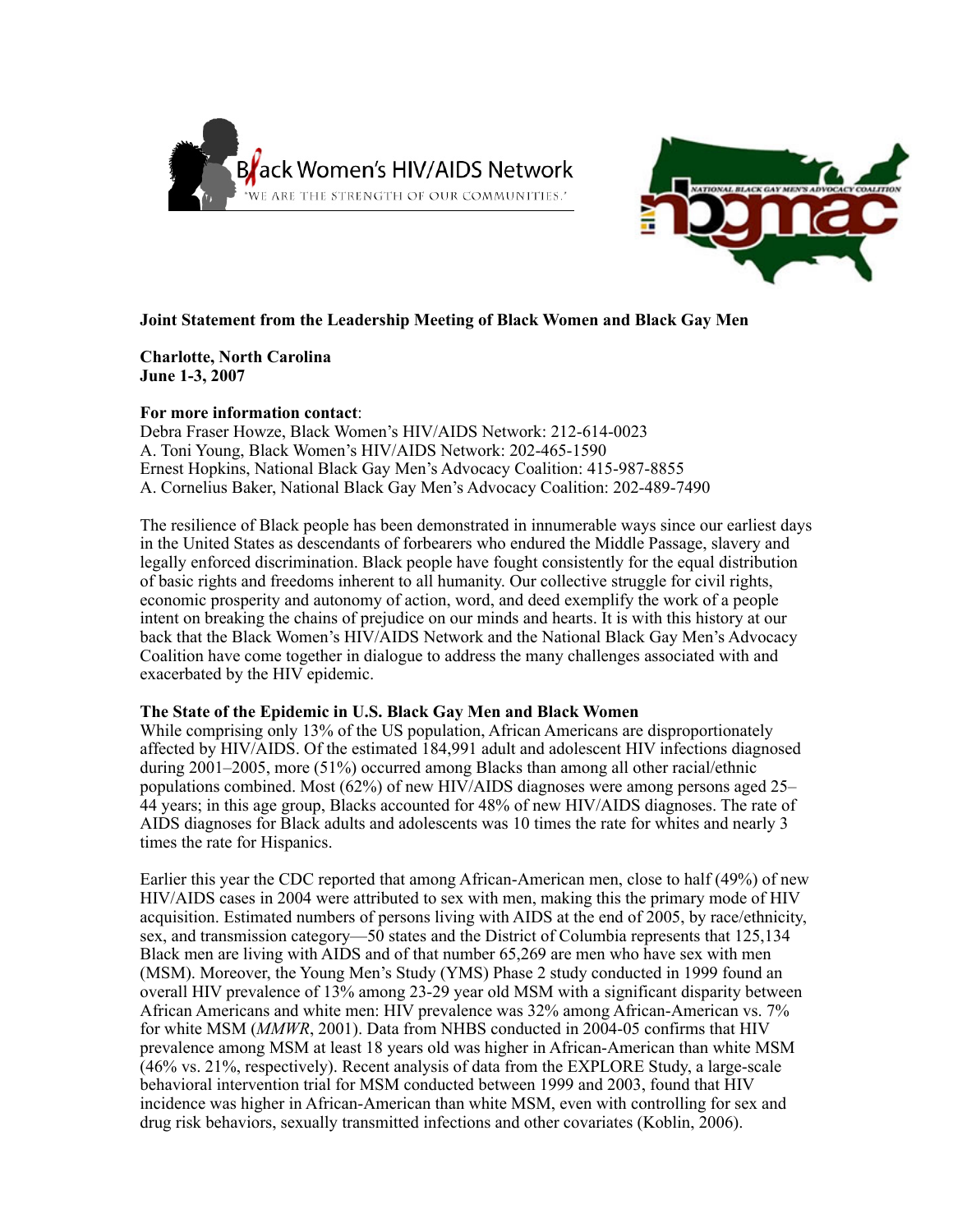**Joint Statement from the Leadership Meeting of Black Women and Black Gay Men**

**Charlotte, North Carolina**
**June 1-3, 2007**

**For more information contact**:
Debra Fraser Howze, Black Women's HIV/AIDS Network: 212-614-0023
A. Toni Young, Black Women's HIV/AIDS Network: 202-465-1590
Ernest Hopkins, National Black Gay Men's Advocacy Coalition: 415-987-8855
A. Cornelius Baker, National Black Gay Men's Advocacy Coalition: 202-489-7490

The resilience of Black people has been demonstrated in innumerable ways since our earliest days in the United States as descendants of forbearers who endured the Middle Passage, slavery and legally enforced discrimination. Black people have fought consistently for the equal distribution of basic rights and freedoms inherent to all humanity. Our collective struggle for civil rights, economic prosperity and autonomy of action, word, and deed exemplify the work of a people intent on breaking the chains of prejudice on our minds and hearts. It is with this history at our back that the Black Women's HIV/AIDS Network and the National Black Gay Men's Advocacy Coalition have come together in dialogue to address the many challenges associated with and exacerbated by the HIV epidemic.

**The State of the Epidemic in U.S. Black Gay Men and Black Women**

While comprising only 13% of the US population, African Americans are disproportionately affected by HIV/AIDS. Of the estimated 184,991 adult and adolescent HIV infections diagnosed during 2001–2005, more (51%) occurred among Blacks than among all other racial/ethnic populations combined. Most (62%) of new HIV/AIDS diagnoses were among persons aged 25–44 years; in this age group, Blacks accounted for 48% of new HIV/AIDS diagnoses. The rate of AIDS diagnoses for Black adults and adolescents was 10 times the rate for whites and nearly 3 times the rate for Hispanics.

Earlier this year the CDC reported that among African-American men, close to half (49%) of new HIV/AIDS cases in 2004 were attributed to sex with men, making this the primary mode of HIV acquisition. Estimated numbers of persons living with AIDS at the end of 2005, by race/ethnicity, sex, and transmission category—50 states and the District of Columbia represents that 125,134 Black men are living with AIDS and of that number 65,269 are men who have sex with men (MSM). Moreover, the Young Men's Study (YMS) Phase 2 study conducted in 1999 found an overall HIV prevalence of 13% among 23-29 year old MSM with a significant disparity between African Americans and white men: HIV prevalence was 32% among African-American vs. 7% for white MSM (*MMWR*, 2001). Data from NHBS conducted in 2004-05 confirms that HIV prevalence among MSM at least 18 years old was higher in African-American than white MSM (46% vs. 21%, respectively). Recent analysis of data from the EXPLORE Study, a large-scale behavioral intervention trial for MSM conducted between 1999 and 2003, found that HIV incidence was higher in African-American than white MSM, even with controlling for sex and drug risk behaviors, sexually transmitted infections and other covariates (Koblin, 2006).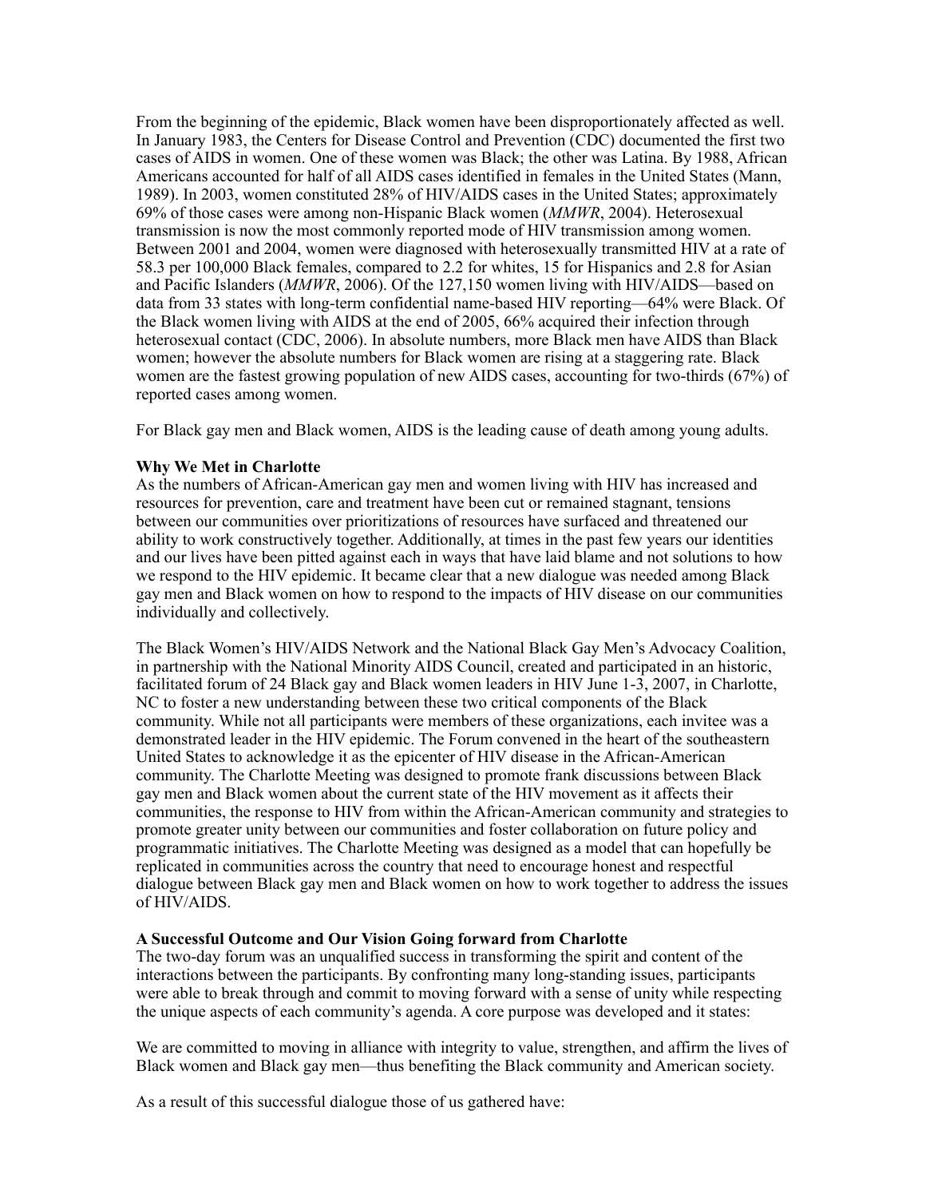From the beginning of the epidemic, Black women have been disproportionately affected as well. In January 1983, the Centers for Disease Control and Prevention (CDC) documented the first two cases of AIDS in women. One of these women was Black; the other was Latina. By 1988, African Americans accounted for half of all AIDS cases identified in females in the United States (Mann, 1989). In 2003, women constituted 28% of HIV/AIDS cases in the United States; approximately 69% of those cases were among non-Hispanic Black women (*MMWR*, 2004). Heterosexual transmission is now the most commonly reported mode of HIV transmission among women. Between 2001 and 2004, women were diagnosed with heterosexually transmitted HIV at a rate of 58.3 per 100,000 Black females, compared to 2.2 for whites, 15 for Hispanics and 2.8 for Asian and Pacific Islanders (*MMWR*, 2006). Of the 127,150 women living with HIV/AIDS—based on data from 33 states with long-term confidential name-based HIV reporting—64% were Black. Of the Black women living with AIDS at the end of 2005, 66% acquired their infection through heterosexual contact (CDC, 2006). In absolute numbers, more Black men have AIDS than Black women; however the absolute numbers for Black women are rising at a staggering rate. Black women are the fastest growing population of new AIDS cases, accounting for two-thirds (67%) of reported cases among women.

For Black gay men and Black women, AIDS is the leading cause of death among young adults.

**Why We Met in Charlotte**

As the numbers of African-American gay men and women living with HIV has increased and resources for prevention, care and treatment have been cut or remained stagnant, tensions between our communities over prioritizations of resources have surfaced and threatened our ability to work constructively together. Additionally, at times in the past few years our identities and our lives have been pitted against each in ways that have laid blame and not solutions to how we respond to the HIV epidemic. It became clear that a new dialogue was needed among Black gay men and Black women on how to respond to the impacts of HIV disease on our communities individually and collectively.

The Black Women's HIV/AIDS Network and the National Black Gay Men's Advocacy Coalition, in partnership with the National Minority AIDS Council, created and participated in an historic, facilitated forum of 24 Black gay and Black women leaders in HIV June 1-3, 2007, in Charlotte, NC to foster a new understanding between these two critical components of the Black community. While not all participants were members of these organizations, each invitee was a demonstrated leader in the HIV epidemic. The Forum convened in the heart of the southeastern United States to acknowledge it as the epicenter of HIV disease in the African-American community. The Charlotte Meeting was designed to promote frank discussions between Black gay men and Black women about the current state of the HIV movement as it affects their communities, the response to HIV from within the African-American community and strategies to promote greater unity between our communities and foster collaboration on future policy and programmatic initiatives. The Charlotte Meeting was designed as a model that can hopefully be replicated in communities across the country that need to encourage honest and respectful dialogue between Black gay men and Black women on how to work together to address the issues of HIV/AIDS.

**A Successful Outcome and Our Vision Going forward from Charlotte**

The two-day forum was an unqualified success in transforming the spirit and content of the interactions between the participants. By confronting many long-standing issues, participants were able to break through and commit to moving forward with a sense of unity while respecting the unique aspects of each community's agenda. A core purpose was developed and it states:

We are committed to moving in alliance with integrity to value, strengthen, and affirm the lives of Black women and Black gay men—thus benefiting the Black community and American society.

As a result of this successful dialogue those of us gathered have: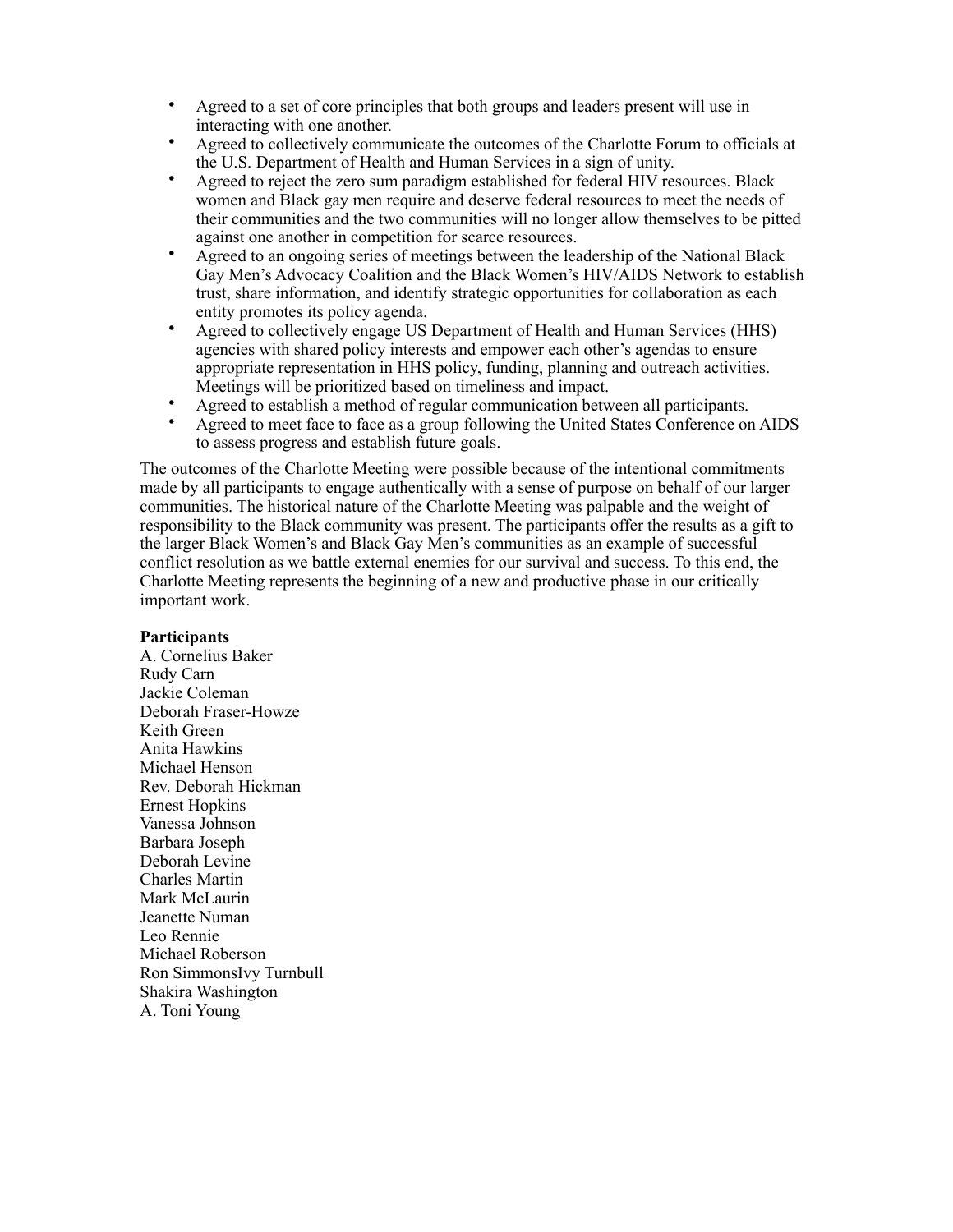- Agreed to a set of core principles that both groups and leaders present will use in interacting with one another.
- Agreed to collectively communicate the outcomes of the Charlotte Forum to officials at the U.S. Department of Health and Human Services in a sign of unity.
- Agreed to reject the zero sum paradigm established for federal HIV resources. Black women and Black gay men require and deserve federal resources to meet the needs of their communities and the two communities will no longer allow themselves to be pitted against one another in competition for scarce resources.
- Agreed to an ongoing series of meetings between the leadership of the National Black Gay Men's Advocacy Coalition and the Black Women's HIV/AIDS Network to establish trust, share information, and identify strategic opportunities for collaboration as each entity promotes its policy agenda.
- Agreed to collectively engage US Department of Health and Human Services (HHS) agencies with shared policy interests and empower each other's agendas to ensure appropriate representation in HHS policy, funding, planning and outreach activities. Meetings will be prioritized based on timeliness and impact.
- Agreed to establish a method of regular communication between all participants.
- Agreed to meet face to face as a group following the United States Conference on AIDS to assess progress and establish future goals.

The outcomes of the Charlotte Meeting were possible because of the intentional commitments made by all participants to engage authentically with a sense of purpose on behalf of our larger communities. The historical nature of the Charlotte Meeting was palpable and the weight of responsibility to the Black community was present. The participants offer the results as a gift to the larger Black Women's and Black Gay Men's communities as an example of successful conflict resolution as we battle external enemies for our survival and success. To this end, the Charlotte Meeting represents the beginning of a new and productive phase in our critically important work.

**Participants**

A. Cornelius Baker
Rudy Carn
Jackie Coleman
Deborah Fraser-Howze
Keith Green
Anita Hawkins
Michael Henson
Rev. Deborah Hickman
Ernest Hopkins
Vanessa Johnson
Barbara Joseph
Deborah Levine
Charles Martin
Mark McLaurin
Jeanette Numan
Leo Rennie
Michael Roberson
Ron SimmonsIvy Turnbull
Shakira Washington
A. Toni Young